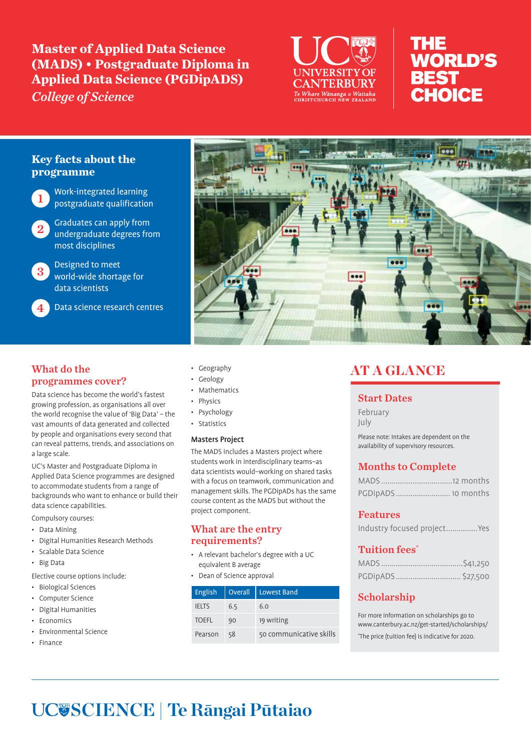# Master of Applied Data Science (MADS) • Postgraduate Diploma in Applied Data Science (PGDipADS)

*College of Science*

UC UNIVERSITY OF CANTERBURY
*Te Whare Wānanga o Waitaha*
CHRISTCHURCH NEW ZEALAND

THE WORLD'S BEST CHOICE

## Key facts about the programme

1. Work-integrated learning postgraduate qualification
2. Graduates can apply from undergraduate degrees from most disciplines
3. Designed to meet world-wide shortage for data scientists
4. Data science research centres

## What do the programmes cover?

Data science has become the world's fastest growing profession, as organisations all over the world recognise the value of 'Big Data' – the vast amounts of data generated and collected by people and organisations every second that can reveal patterns, trends, and associations on a large scale.

UC's Master and Postgraduate Diploma in Applied Data Science programmes are designed to accommodate students from a range of backgrounds who want to enhance or build their data science capabilities.

Compulsory courses:

- Data Mining
- Digital Humanities Research Methods
- Scalable Data Science
- Big Data

Elective course options include:

- Biological Sciences
- Computer Science
- Digital Humanities
- Economics
- Environmental Science
- Finance
- Geography
- Geology
- Mathematics
- Physics
- Psychology
- Statistics

### Masters Project

The MADS includes a Masters project where students work in interdisciplinary teams–as data scientists would–working on shared tasks with a focus on teamwork, communication and management skills. The PGDipADs has the same course content as the MADS but without the project component.

## What are the entry requirements?

- A relevant bachelor's degree with a UC equivalent B average
- Dean of Science approval

| English | Overall | Lowest Band |
|---|---|---|
| IELTS | 6.5 | 6.0 |
| TOEFL | 90 | 19 writing |
| Pearson | 58 | 50 communicative skills |

## AT A GLANCE

### Start Dates

February
July

Please note: Intakes are dependent on the availability of supervisory resources.

### Months to Complete

MADS ..................................12 months
PGDipADS .......................... 10 months

### Features

Industry focused project...............Yes

### Tuition fees*

MADS .......................................$41,250
PGDipADS ............................... $27,500

### Scholarship

For more information on scholarships go to www.canterbury.ac.nz/get-started/scholarships/

*The price (tuition fee) is indicative for 2020.

UC SCIENCE | Te Rāngai Pūtaiao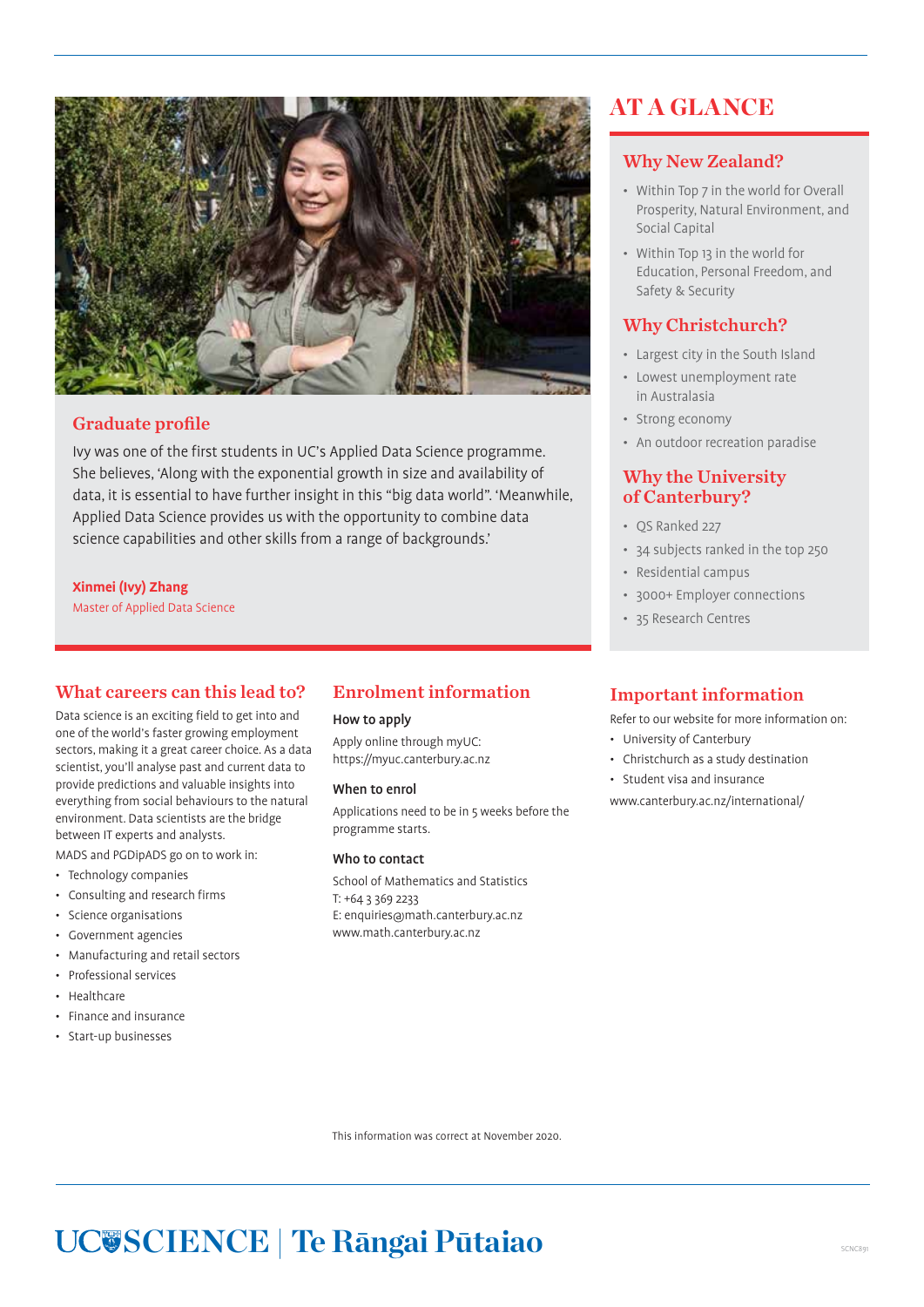## Graduate profile

Ivy was one of the first students in UC's Applied Data Science programme. She believes, 'Along with the exponential growth in size and availability of data, it is essential to have further insight in this "big data world". 'Meanwhile, Applied Data Science provides us with the opportunity to combine data science capabilities and other skills from a range of backgrounds.'

**Xinmei (Ivy) Zhang**
Master of Applied Data Science

# AT A GLANCE

## Why New Zealand?

- Within Top 7 in the world for Overall Prosperity, Natural Environment, and Social Capital
- Within Top 13 in the world for Education, Personal Freedom, and Safety & Security

## Why Christchurch?

- Largest city in the South Island
- Lowest unemployment rate in Australasia
- Strong economy
- An outdoor recreation paradise

## Why the University of Canterbury?

- QS Ranked 227
- 34 subjects ranked in the top 250
- Residential campus
- 3000+ Employer connections
- 35 Research Centres

## What careers can this lead to?

Data science is an exciting field to get into and one of the world's faster growing employment sectors, making it a great career choice. As a data scientist, you'll analyse past and current data to provide predictions and valuable insights into everything from social behaviours to the natural environment. Data scientists are the bridge between IT experts and analysts.

MADS and PGDipADS go on to work in:

- Technology companies
- Consulting and research firms
- Science organisations
- Government agencies
- Manufacturing and retail sectors
- Professional services
- Healthcare
- Finance and insurance
- Start-up businesses

## Enrolment information

### How to apply

Apply online through myUC:
https://myuc.canterbury.ac.nz

### When to enrol

Applications need to be in 5 weeks before the programme starts.

### Who to contact

School of Mathematics and Statistics
T: +64 3 369 2233
E: enquiries@math.canterbury.ac.nz
www.math.canterbury.ac.nz

## Important information

Refer to our website for more information on:

- University of Canterbury
- Christchurch as a study destination
- Student visa and insurance

www.canterbury.ac.nz/international/

This information was correct at November 2020.

UC SCIENCE | Te Rāngai Pūtaiao

SCNC891